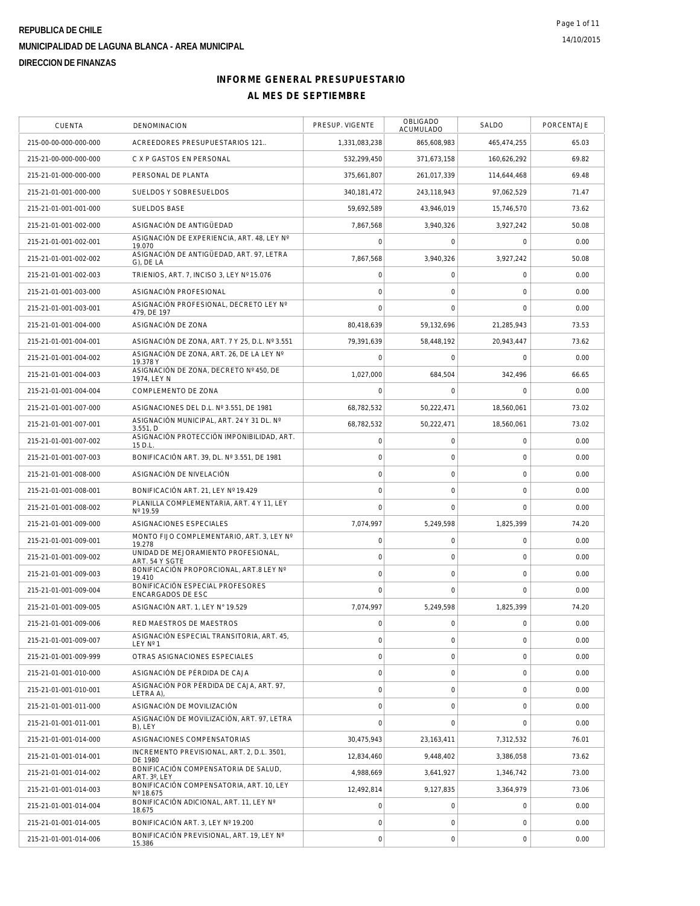REPUBLICA DE CHILE

MUNICIPALIDAD DE LAGUNA BLANCA - AREA MUNICIPAL

DIRECCION DE FINANZAS

# INFORME GENERAL PRESUPUESTARIO

## AL MES DE SEPTIEMBRE

| CUENTA | DENOMINACION | PRESUP. VIGENTE | OBLIGADO ACUMULADO | SALDO | PORCENTAJE |
|---|---|---|---|---|---|
| 215-00-00-000-000-000 | ACREEDORES PRESUPUESTARIOS 121.. | 1,331,083,238 | 865,608,983 | 465,474,255 | 65.03 |
| 215-21-00-000-000-000 | C X P GASTOS EN PERSONAL | 532,299,450 | 371,673,158 | 160,626,292 | 69.82 |
| 215-21-01-000-000-000 | PERSONAL DE PLANTA | 375,661,807 | 261,017,339 | 114,644,468 | 69.48 |
| 215-21-01-001-000-000 | SUELDOS Y SOBRESUELDOS | 340,181,472 | 243,118,943 | 97,062,529 | 71.47 |
| 215-21-01-001-001-000 | SUELDOS BASE | 59,692,589 | 43,946,019 | 15,746,570 | 73.62 |
| 215-21-01-001-002-000 | ASIGNACIÓN DE ANTIGÜEDAD | 7,867,568 | 3,940,326 | 3,927,242 | 50.08 |
| 215-21-01-001-002-001 | ASIGNACIÓN DE EXPERIENCIA, ART. 48, LEY Nº 19.070 | 0 | 0 | 0 | 0.00 |
| 215-21-01-001-002-002 | ASIGNACIÓN DE ANTIGÜEDAD, ART. 97, LETRA G), DE LA | 7,867,568 | 3,940,326 | 3,927,242 | 50.08 |
| 215-21-01-001-002-003 | TRIENIOS, ART. 7, INCISO 3, LEY Nº 15.076 | 0 | 0 | 0 | 0.00 |
| 215-21-01-001-003-000 | ASIGNACIÓN PROFESIONAL | 0 | 0 | 0 | 0.00 |
| 215-21-01-001-003-001 | ASIGNACIÓN PROFESIONAL, DECRETO LEY Nº 479, DE 197 | 0 | 0 | 0 | 0.00 |
| 215-21-01-001-004-000 | ASIGNACIÓN DE ZONA | 80,418,639 | 59,132,696 | 21,285,943 | 73.53 |
| 215-21-01-001-004-001 | ASIGNACIÓN DE ZONA, ART. 7 Y 25, D.L. Nº 3.551 | 79,391,639 | 58,448,192 | 20,943,447 | 73.62 |
| 215-21-01-001-004-002 | ASIGNACIÓN DE ZONA, ART. 26, DE LA LEY Nº 19.378 Y | 0 | 0 | 0 | 0.00 |
| 215-21-01-001-004-003 | ASIGNACIÓN DE ZONA, DECRETO Nº 450, DE 1974, LEY N | 1,027,000 | 684,504 | 342,496 | 66.65 |
| 215-21-01-001-004-004 | COMPLEMENTO DE ZONA | 0 | 0 | 0 | 0.00 |
| 215-21-01-001-007-000 | ASIGNACIONES DEL D.L. Nº 3.551, DE 1981 | 68,782,532 | 50,222,471 | 18,560,061 | 73.02 |
| 215-21-01-001-007-001 | ASIGNACIÓN MUNICIPAL, ART. 24 Y 31 DL. Nº 3.551, D | 68,782,532 | 50,222,471 | 18,560,061 | 73.02 |
| 215-21-01-001-007-002 | ASIGNACIÓN PROTECCIÓN IMPONIBILIDAD, ART. 15 D.L. | 0 | 0 | 0 | 0.00 |
| 215-21-01-001-007-003 | BONIFICACIÓN ART. 39, DL. Nº 3.551, DE 1981 | 0 | 0 | 0 | 0.00 |
| 215-21-01-001-008-000 | ASIGNACIÓN DE NIVELACIÓN | 0 | 0 | 0 | 0.00 |
| 215-21-01-001-008-001 | BONIFICACIÓN ART. 21, LEY Nº 19.429 | 0 | 0 | 0 | 0.00 |
| 215-21-01-001-008-002 | PLANILLA COMPLEMENTARIA, ART. 4 Y 11, LEY Nº 19.59 | 0 | 0 | 0 | 0.00 |
| 215-21-01-001-009-000 | ASIGNACIONES ESPECIALES | 7,074,997 | 5,249,598 | 1,825,399 | 74.20 |
| 215-21-01-001-009-001 | MONTO FIJO COMPLEMENTARIO, ART. 3, LEY Nº 19.278 | 0 | 0 | 0 | 0.00 |
| 215-21-01-001-009-002 | UNIDAD DE MEJORAMIENTO PROFESIONAL, ART. 54 Y SGTE | 0 | 0 | 0 | 0.00 |
| 215-21-01-001-009-003 | BONIFICACIÓN PROPORCIONAL, ART.8 LEY Nº 19.410 | 0 | 0 | 0 | 0.00 |
| 215-21-01-001-009-004 | BONIFICACIÓN ESPECIAL PROFESORES ENCARGADOS DE ESC | 0 | 0 | 0 | 0.00 |
| 215-21-01-001-009-005 | ASIGNACIÓN ART. 1, LEY N° 19.529 | 7,074,997 | 5,249,598 | 1,825,399 | 74.20 |
| 215-21-01-001-009-006 | RED MAESTROS DE MAESTROS | 0 | 0 | 0 | 0.00 |
| 215-21-01-001-009-007 | ASIGNACIÓN ESPECIAL TRANSITORIA, ART. 45, LEY Nº 1 | 0 | 0 | 0 | 0.00 |
| 215-21-01-001-009-999 | OTRAS ASIGNACIONES ESPECIALES | 0 | 0 | 0 | 0.00 |
| 215-21-01-001-010-000 | ASIGNACIÓN DE PÉRDIDA DE CAJA | 0 | 0 | 0 | 0.00 |
| 215-21-01-001-010-001 | ASIGNACIÓN POR PÉRDIDA DE CAJA, ART. 97, LETRA A), | 0 | 0 | 0 | 0.00 |
| 215-21-01-001-011-000 | ASIGNACIÓN DE MOVILIZACIÓN | 0 | 0 | 0 | 0.00 |
| 215-21-01-001-011-001 | ASIGNACIÓN DE MOVILIZACIÓN, ART. 97, LETRA B), LEY | 0 | 0 | 0 | 0.00 |
| 215-21-01-001-014-000 | ASIGNACIONES COMPENSATORIAS | 30,475,943 | 23,163,411 | 7,312,532 | 76.01 |
| 215-21-01-001-014-001 | INCREMENTO PREVISIONAL, ART. 2, D.L. 3501, DE 1980 | 12,834,460 | 9,448,402 | 3,386,058 | 73.62 |
| 215-21-01-001-014-002 | BONIFICACIÓN COMPENSATORIA DE SALUD, ART. 3º, LEY | 4,988,669 | 3,641,927 | 1,346,742 | 73.00 |
| 215-21-01-001-014-003 | BONIFICACIÓN COMPENSATORIA, ART. 10, LEY Nº 18.675 | 12,492,814 | 9,127,835 | 3,364,979 | 73.06 |
| 215-21-01-001-014-004 | BONIFICACIÓN ADICIONAL, ART. 11, LEY Nº 18.675 | 0 | 0 | 0 | 0.00 |
| 215-21-01-001-014-005 | BONIFICACIÓN ART. 3, LEY Nº 19.200 | 0 | 0 | 0 | 0.00 |
| 215-21-01-001-014-006 | BONIFICACIÓN PREVISIONAL, ART. 19, LEY Nº 15.386 | 0 | 0 | 0 | 0.00 |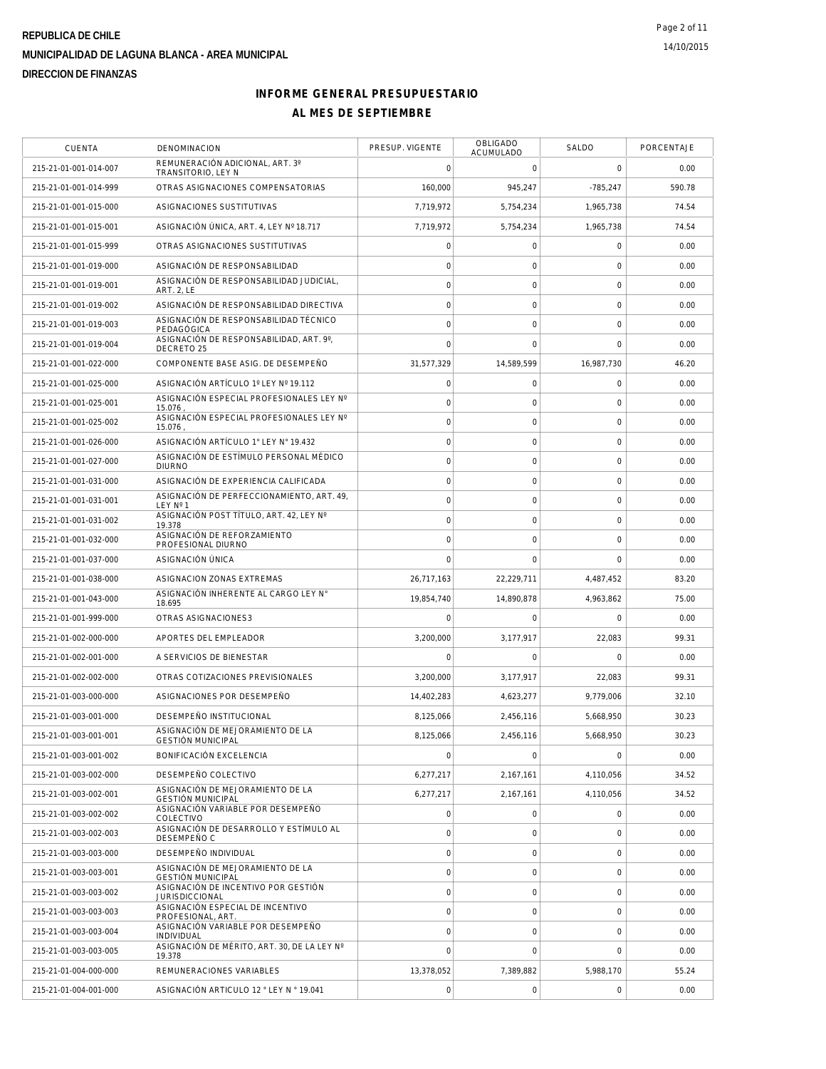REPUBLICA DE CHILE

MUNICIPALIDAD DE LAGUNA BLANCA - AREA MUNICIPAL

DIRECCION DE FINANZAS

# INFORME GENERAL PRESUPUESTARIO

## AL MES DE SEPTIEMBRE

| CUENTA | DENOMINACION | PRESUP. VIGENTE | OBLIGADO ACUMULADO | SALDO | PORCENTAJE |
|---|---|---|---|---|---|
| 215-21-01-001-014-007 | REMUNERACIÓN ADICIONAL, ART. 3º TRANSITORIO, LEY N | 0 | 0 | 0 | 0.00 |
| 215-21-01-001-014-999 | OTRAS ASIGNACIONES COMPENSATORIAS | 160,000 | 945,247 | -785,247 | 590.78 |
| 215-21-01-001-015-000 | ASIGNACIONES SUSTITUTIVAS | 7,719,972 | 5,754,234 | 1,965,738 | 74.54 |
| 215-21-01-001-015-001 | ASIGNACIÓN ÚNICA, ART. 4, LEY Nº 18.717 | 7,719,972 | 5,754,234 | 1,965,738 | 74.54 |
| 215-21-01-001-015-999 | OTRAS ASIGNACIONES SUSTITUTIVAS | 0 | 0 | 0 | 0.00 |
| 215-21-01-001-019-000 | ASIGNACIÓN DE RESPONSABILIDAD | 0 | 0 | 0 | 0.00 |
| 215-21-01-001-019-001 | ASIGNACIÓN DE RESPONSABILIDAD JUDICIAL, ART. 2, LE | 0 | 0 | 0 | 0.00 |
| 215-21-01-001-019-002 | ASIGNACIÓN DE RESPONSABILIDAD DIRECTIVA | 0 | 0 | 0 | 0.00 |
| 215-21-01-001-019-003 | ASIGNACIÓN DE RESPONSABILIDAD TÉCNICO PEDAGÓGICA | 0 | 0 | 0 | 0.00 |
| 215-21-01-001-019-004 | ASIGNACIÓN DE RESPONSABILIDAD, ART. 9º, DECRETO 25 | 0 | 0 | 0 | 0.00 |
| 215-21-01-001-022-000 | COMPONENTE BASE ASIG. DE DESEMPEÑO | 31,577,329 | 14,589,599 | 16,987,730 | 46.20 |
| 215-21-01-001-025-000 | ASIGNACIÓN ARTÍCULO 1º LEY Nº 19.112 | 0 | 0 | 0 | 0.00 |
| 215-21-01-001-025-001 | ASIGNACIÓN ESPECIAL PROFESIONALES LEY Nº 15.076 , | 0 | 0 | 0 | 0.00 |
| 215-21-01-001-025-002 | ASIGNACIÓN ESPECIAL PROFESIONALES LEY Nº 15.076 , | 0 | 0 | 0 | 0.00 |
| 215-21-01-001-026-000 | ASIGNACIÓN ARTÍCULO 1° LEY N° 19.432 | 0 | 0 | 0 | 0.00 |
| 215-21-01-001-027-000 | ASIGNACIÓN DE ESTÍMULO PERSONAL MÉDICO DIURNO | 0 | 0 | 0 | 0.00 |
| 215-21-01-001-031-000 | ASIGNACIÓN DE EXPERIENCIA CALIFICADA | 0 | 0 | 0 | 0.00 |
| 215-21-01-001-031-001 | ASIGNACIÓN DE PERFECCIONAMIENTO, ART. 49, LEY Nº 1 | 0 | 0 | 0 | 0.00 |
| 215-21-01-001-031-002 | ASIGNACIÓN POST TÍTULO, ART. 42, LEY Nº 19.378 | 0 | 0 | 0 | 0.00 |
| 215-21-01-001-032-000 | ASIGNACIÓN DE REFORZAMIENTO PROFESIONAL DIURNO | 0 | 0 | 0 | 0.00 |
| 215-21-01-001-037-000 | ASIGNACIÓN ÚNICA | 0 | 0 | 0 | 0.00 |
| 215-21-01-001-038-000 | ASIGNACION ZONAS EXTREMAS | 26,717,163 | 22,229,711 | 4,487,452 | 83.20 |
| 215-21-01-001-043-000 | ASIGNACIÓN INHERENTE AL CARGO LEY N° 18.695 | 19,854,740 | 14,890,878 | 4,963,862 | 75.00 |
| 215-21-01-001-999-000 | OTRAS ASIGNACIONES3 | 0 | 0 | 0 | 0.00 |
| 215-21-01-002-000-000 | APORTES DEL EMPLEADOR | 3,200,000 | 3,177,917 | 22,083 | 99.31 |
| 215-21-01-002-001-000 | A SERVICIOS DE BIENESTAR | 0 | 0 | 0 | 0.00 |
| 215-21-01-002-002-000 | OTRAS COTIZACIONES PREVISIONALES | 3,200,000 | 3,177,917 | 22,083 | 99.31 |
| 215-21-01-003-000-000 | ASIGNACIONES POR DESEMPEÑO | 14,402,283 | 4,623,277 | 9,779,006 | 32.10 |
| 215-21-01-003-001-000 | DESEMPEÑO INSTITUCIONAL | 8,125,066 | 2,456,116 | 5,668,950 | 30.23 |
| 215-21-01-003-001-001 | ASIGNACIÓN DE MEJORAMIENTO DE LA GESTIÓN MUNICIPAL | 8,125,066 | 2,456,116 | 5,668,950 | 30.23 |
| 215-21-01-003-001-002 | BONIFICACIÓN EXCELENCIA | 0 | 0 | 0 | 0.00 |
| 215-21-01-003-002-000 | DESEMPEÑO COLECTIVO | 6,277,217 | 2,167,161 | 4,110,056 | 34.52 |
| 215-21-01-003-002-001 | ASIGNACIÓN DE MEJORAMIENTO DE LA GESTIÓN MUNICIPAL | 6,277,217 | 2,167,161 | 4,110,056 | 34.52 |
| 215-21-01-003-002-002 | ASIGNACIÓN VARIABLE POR DESEMPEÑO COLECTIVO | 0 | 0 | 0 | 0.00 |
| 215-21-01-003-002-003 | ASIGNACIÓN DE DESARROLLO Y ESTÍMULO AL DESEMPEÑO C | 0 | 0 | 0 | 0.00 |
| 215-21-01-003-003-000 | DESEMPEÑO INDIVIDUAL | 0 | 0 | 0 | 0.00 |
| 215-21-01-003-003-001 | ASIGNACIÓN DE MEJORAMIENTO DE LA GESTIÓN MUNICIPAL | 0 | 0 | 0 | 0.00 |
| 215-21-01-003-003-002 | ASIGNACIÓN DE INCENTIVO POR GESTIÓN JURISDICCIONAL | 0 | 0 | 0 | 0.00 |
| 215-21-01-003-003-003 | ASIGNACIÓN ESPECIAL DE INCENTIVO PROFESIONAL, ART. | 0 | 0 | 0 | 0.00 |
| 215-21-01-003-003-004 | ASIGNACIÓN VARIABLE POR DESEMPEÑO INDIVIDUAL | 0 | 0 | 0 | 0.00 |
| 215-21-01-003-003-005 | ASIGNACIÓN DE MÉRITO, ART. 30, DE LA LEY Nº 19.378 | 0 | 0 | 0 | 0.00 |
| 215-21-01-004-000-000 | REMUNERACIONES VARIABLES | 13,378,052 | 7,389,882 | 5,988,170 | 55.24 |
| 215-21-01-004-001-000 | ASIGNACIÓN ARTICULO 12 ° LEY N ° 19.041 | 0 | 0 | 0 | 0.00 |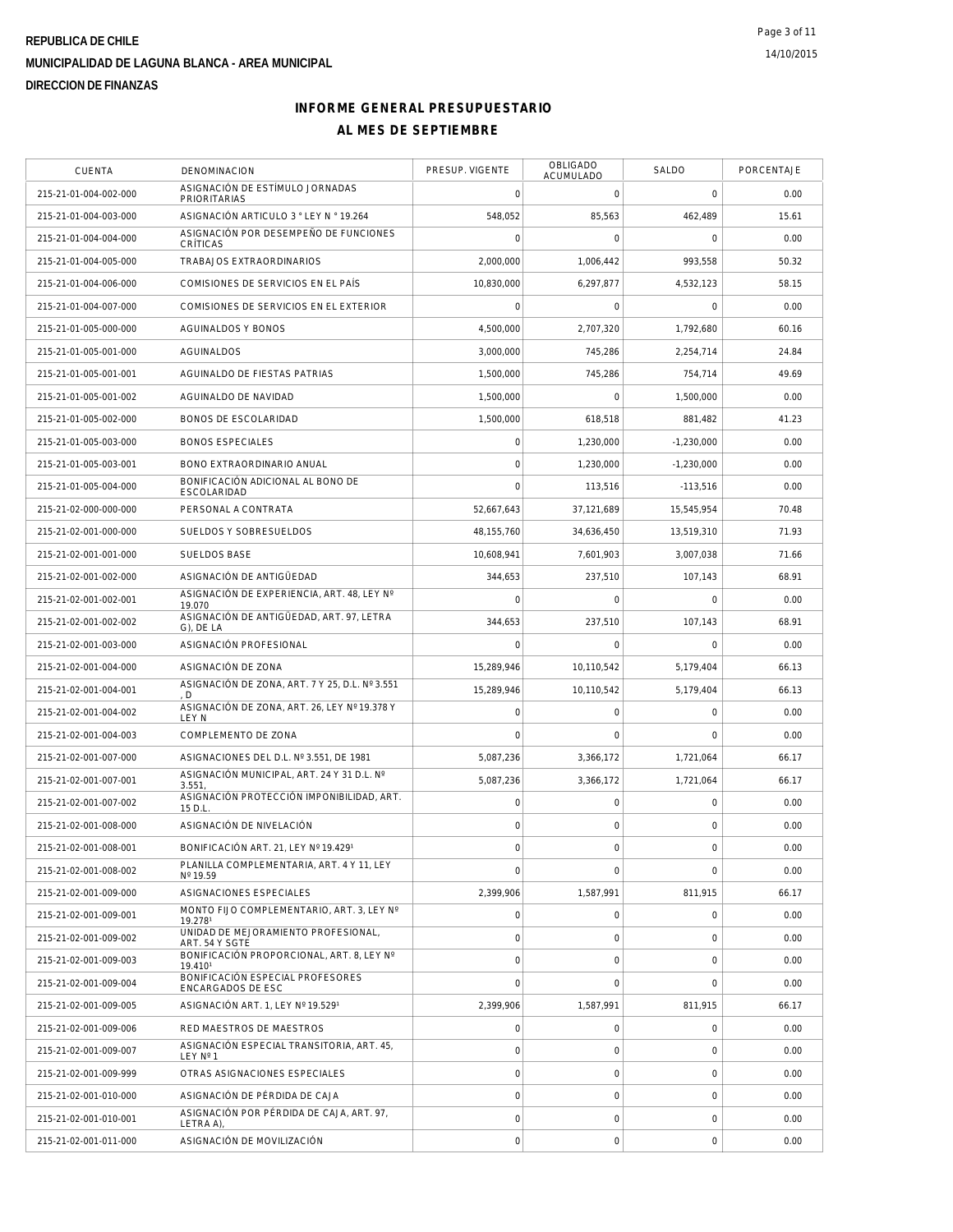REPUBLICA DE CHILE

MUNICIPALIDAD DE LAGUNA BLANCA - AREA MUNICIPAL

DIRECCION DE FINANZAS

# INFORME GENERAL PRESUPUESTARIO

## AL MES DE SEPTIEMBRE

| CUENTA | DENOMINACION | PRESUP. VIGENTE | OBLIGADO ACUMULADO | SALDO | PORCENTAJE |
|---|---|---|---|---|---|
| 215-21-01-004-002-000 | ASIGNACIÓN DE ESTÍMULO JORNADAS PRIORITARIAS | 0 | 0 | 0 | 0.00 |
| 215-21-01-004-003-000 | ASIGNACIÓN ARTICULO 3 ° LEY N ° 19.264 | 548,052 | 85,563 | 462,489 | 15.61 |
| 215-21-01-004-004-000 | ASIGNACIÓN POR DESEMPEÑO DE FUNCIONES CRÍTICAS | 0 | 0 | 0 | 0.00 |
| 215-21-01-004-005-000 | TRABAJOS EXTRAORDINARIOS | 2,000,000 | 1,006,442 | 993,558 | 50.32 |
| 215-21-01-004-006-000 | COMISIONES DE SERVICIOS EN EL PAÍS | 10,830,000 | 6,297,877 | 4,532,123 | 58.15 |
| 215-21-01-004-007-000 | COMISIONES DE SERVICIOS EN EL EXTERIOR | 0 | 0 | 0 | 0.00 |
| 215-21-01-005-000-000 | AGUINALDOS Y BONOS | 4,500,000 | 2,707,320 | 1,792,680 | 60.16 |
| 215-21-01-005-001-000 | AGUINALDOS | 3,000,000 | 745,286 | 2,254,714 | 24.84 |
| 215-21-01-005-001-001 | AGUINALDO DE FIESTAS PATRIAS | 1,500,000 | 745,286 | 754,714 | 49.69 |
| 215-21-01-005-001-002 | AGUINALDO DE NAVIDAD | 1,500,000 | 0 | 1,500,000 | 0.00 |
| 215-21-01-005-002-000 | BONOS DE ESCOLARIDAD | 1,500,000 | 618,518 | 881,482 | 41.23 |
| 215-21-01-005-003-000 | BONOS ESPECIALES | 0 | 1,230,000 | -1,230,000 | 0.00 |
| 215-21-01-005-003-001 | BONO EXTRAORDINARIO ANUAL | 0 | 1,230,000 | -1,230,000 | 0.00 |
| 215-21-01-005-004-000 | BONIFICACIÓN ADICIONAL AL BONO DE ESCOLARIDAD | 0 | 113,516 | -113,516 | 0.00 |
| 215-21-02-000-000-000 | PERSONAL A CONTRATA | 52,667,643 | 37,121,689 | 15,545,954 | 70.48 |
| 215-21-02-001-000-000 | SUELDOS Y SOBRESUELDOS | 48,155,760 | 34,636,450 | 13,519,310 | 71.93 |
| 215-21-02-001-001-000 | SUELDOS BASE | 10,608,941 | 7,601,903 | 3,007,038 | 71.66 |
| 215-21-02-001-002-000 | ASIGNACIÓN DE ANTIGÜEDAD | 344,653 | 237,510 | 107,143 | 68.91 |
| 215-21-02-001-002-001 | ASIGNACIÓN DE EXPERIENCIA, ART. 48, LEY Nº 19.070 | 0 | 0 | 0 | 0.00 |
| 215-21-02-001-002-002 | ASIGNACIÓN DE ANTIGÜEDAD, ART. 97, LETRA G), DE LA | 344,653 | 237,510 | 107,143 | 68.91 |
| 215-21-02-001-003-000 | ASIGNACIÓN PROFESIONAL | 0 | 0 | 0 | 0.00 |
| 215-21-02-001-004-000 | ASIGNACIÓN DE ZONA | 15,289,946 | 10,110,542 | 5,179,404 | 66.13 |
| 215-21-02-001-004-001 | ASIGNACIÓN DE ZONA, ART. 7 Y 25, D.L. Nº 3.551 , D | 15,289,946 | 10,110,542 | 5,179,404 | 66.13 |
| 215-21-02-001-004-002 | ASIGNACIÓN DE ZONA, ART. 26, LEY Nº 19.378 Y LEY N | 0 | 0 | 0 | 0.00 |
| 215-21-02-001-004-003 | COMPLEMENTO DE ZONA | 0 | 0 | 0 | 0.00 |
| 215-21-02-001-007-000 | ASIGNACIONES DEL D.L. Nº 3.551, DE 1981 | 5,087,236 | 3,366,172 | 1,721,064 | 66.17 |
| 215-21-02-001-007-001 | ASIGNACIÓN MUNICIPAL, ART. 24 Y 31 D.L. Nº 3.551, | 5,087,236 | 3,366,172 | 1,721,064 | 66.17 |
| 215-21-02-001-007-002 | ASIGNACIÓN PROTECCIÓN IMPONIBILIDAD, ART. 15 D.L. | 0 | 0 | 0 | 0.00 |
| 215-21-02-001-008-000 | ASIGNACIÓN DE NIVELACIÓN | 0 | 0 | 0 | 0.00 |
| 215-21-02-001-008-001 | BONIFICACIÓN ART. 21, LEY Nº 19.429¹ | 0 | 0 | 0 | 0.00 |
| 215-21-02-001-008-002 | PLANILLA COMPLEMENTARIA, ART. 4 Y 11, LEY Nº 19.59 | 0 | 0 | 0 | 0.00 |
| 215-21-02-001-009-000 | ASIGNACIONES ESPECIALES | 2,399,906 | 1,587,991 | 811,915 | 66.17 |
| 215-21-02-001-009-001 | MONTO FIJO COMPLEMENTARIO, ART. 3, LEY Nº 19.278¹ | 0 | 0 | 0 | 0.00 |
| 215-21-02-001-009-002 | UNIDAD DE MEJORAMIENTO PROFESIONAL, ART. 54 Y SGTE | 0 | 0 | 0 | 0.00 |
| 215-21-02-001-009-003 | BONIFICACIÓN PROPORCIONAL, ART. 8, LEY Nº 19.410¹ | 0 | 0 | 0 | 0.00 |
| 215-21-02-001-009-004 | BONIFICACIÓN ESPECIAL PROFESORES ENCARGADOS DE ESC | 0 | 0 | 0 | 0.00 |
| 215-21-02-001-009-005 | ASIGNACIÓN ART. 1, LEY Nº 19.529¹ | 2,399,906 | 1,587,991 | 811,915 | 66.17 |
| 215-21-02-001-009-006 | RED MAESTROS DE MAESTROS | 0 | 0 | 0 | 0.00 |
| 215-21-02-001-009-007 | ASIGNACIÓN ESPECIAL TRANSITORIA, ART. 45, LEY Nº 1 | 0 | 0 | 0 | 0.00 |
| 215-21-02-001-009-999 | OTRAS ASIGNACIONES ESPECIALES | 0 | 0 | 0 | 0.00 |
| 215-21-02-001-010-000 | ASIGNACIÓN DE PÉRDIDA DE CAJA | 0 | 0 | 0 | 0.00 |
| 215-21-02-001-010-001 | ASIGNACIÓN POR PÉRDIDA DE CAJA, ART. 97, LETRA A), | 0 | 0 | 0 | 0.00 |
| 215-21-02-001-011-000 | ASIGNACIÓN DE MOVILIZACIÓN | 0 | 0 | 0 | 0.00 |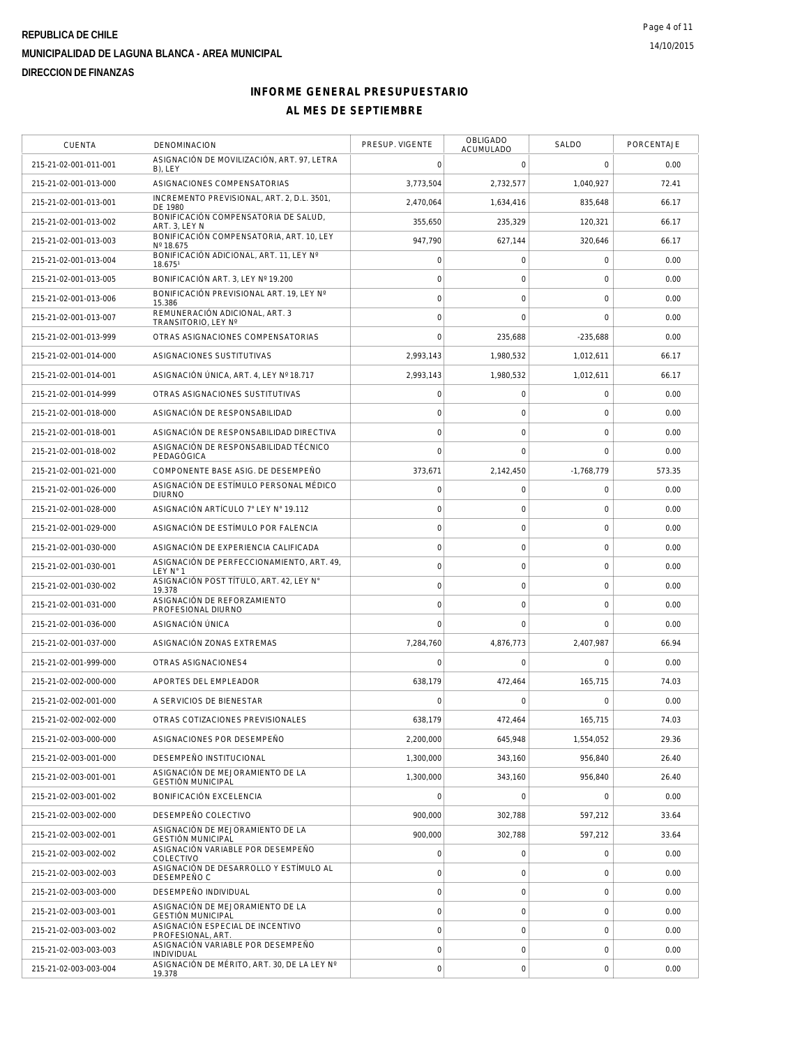**REPUBLICA DE CHILE**

**MUNICIPALIDAD DE LAGUNA BLANCA - AREA MUNICIPAL**

**DIRECCION DE FINANZAS**

## INFORME GENERAL PRESUPUESTARIO

## AL MES DE SEPTIEMBRE

| CUENTA | DENOMINACION | PRESUP. VIGENTE | OBLIGADO ACUMULADO | SALDO | PORCENTAJE |
|---|---|---|---|---|---|
| 215-21-02-001-011-001 | ASIGNACIÓN DE MOVILIZACIÓN, ART. 97, LETRA B), LEY | 0 | 0 | 0 | 0.00 |
| 215-21-02-001-013-000 | ASIGNACIONES COMPENSATORIAS | 3,773,504 | 2,732,577 | 1,040,927 | 72.41 |
| 215-21-02-001-013-001 | INCREMENTO PREVISIONAL, ART. 2, D.L. 3501, DE 1980 | 2,470,064 | 1,634,416 | 835,648 | 66.17 |
| 215-21-02-001-013-002 | BONIFICACIÓN COMPENSATORIA DE SALUD, ART. 3, LEY N | 355,650 | 235,329 | 120,321 | 66.17 |
| 215-21-02-001-013-003 | BONIFICACIÓN COMPENSATORIA, ART. 10, LEY Nº 18.675 | 947,790 | 627,144 | 320,646 | 66.17 |
| 215-21-02-001-013-004 | BONIFICACIÓN ADICIONAL, ART. 11, LEY Nº 18.675¹ | 0 | 0 | 0 | 0.00 |
| 215-21-02-001-013-005 | BONIFICACIÓN ART. 3, LEY Nº 19.200 | 0 | 0 | 0 | 0.00 |
| 215-21-02-001-013-006 | BONIFICACIÓN PREVISIONAL ART. 19, LEY Nº 15.386 | 0 | 0 | 0 | 0.00 |
| 215-21-02-001-013-007 | REMUNERACIÓN ADICIONAL, ART. 3 TRANSITORIO, LEY Nº | 0 | 0 | 0 | 0.00 |
| 215-21-02-001-013-999 | OTRAS ASIGNACIONES COMPENSATORIAS | 0 | 235,688 | -235,688 | 0.00 |
| 215-21-02-001-014-000 | ASIGNACIONES SUSTITUTIVAS | 2,993,143 | 1,980,532 | 1,012,611 | 66.17 |
| 215-21-02-001-014-001 | ASIGNACIÓN ÚNICA, ART. 4, LEY Nº 18.717 | 2,993,143 | 1,980,532 | 1,012,611 | 66.17 |
| 215-21-02-001-014-999 | OTRAS ASIGNACIONES SUSTITUTIVAS | 0 | 0 | 0 | 0.00 |
| 215-21-02-001-018-000 | ASIGNACIÓN DE RESPONSABILIDAD | 0 | 0 | 0 | 0.00 |
| 215-21-02-001-018-001 | ASIGNACIÓN DE RESPONSABILIDAD DIRECTIVA | 0 | 0 | 0 | 0.00 |
| 215-21-02-001-018-002 | ASIGNACIÓN DE RESPONSABILIDAD TÉCNICO PEDAGÓGICA | 0 | 0 | 0 | 0.00 |
| 215-21-02-001-021-000 | COMPONENTE BASE ASIG. DE DESEMPEÑO | 373,671 | 2,142,450 | -1,768,779 | 573.35 |
| 215-21-02-001-026-000 | ASIGNACIÓN DE ESTÍMULO PERSONAL MÉDICO DIURNO | 0 | 0 | 0 | 0.00 |
| 215-21-02-001-028-000 | ASIGNACIÓN ARTÍCULO 7° LEY N° 19.112 | 0 | 0 | 0 | 0.00 |
| 215-21-02-001-029-000 | ASIGNACIÓN DE ESTÍMULO POR FALENCIA | 0 | 0 | 0 | 0.00 |
| 215-21-02-001-030-000 | ASIGNACIÓN DE EXPERIENCIA CALIFICADA | 0 | 0 | 0 | 0.00 |
| 215-21-02-001-030-001 | ASIGNACIÓN DE PERFECCIONAMIENTO, ART. 49, LEY N° 1 | 0 | 0 | 0 | 0.00 |
| 215-21-02-001-030-002 | ASIGNACIÓN POST TÍTULO, ART. 42, LEY N° 19.378 | 0 | 0 | 0 | 0.00 |
| 215-21-02-001-031-000 | ASIGNACIÓN DE REFORZAMIENTO PROFESIONAL DIURNO | 0 | 0 | 0 | 0.00 |
| 215-21-02-001-036-000 | ASIGNACIÓN ÚNICA | 0 | 0 | 0 | 0.00 |
| 215-21-02-001-037-000 | ASIGNACIÓN ZONAS EXTREMAS | 7,284,760 | 4,876,773 | 2,407,987 | 66.94 |
| 215-21-02-001-999-000 | OTRAS ASIGNACIONES4 | 0 | 0 | 0 | 0.00 |
| 215-21-02-002-000-000 | APORTES DEL EMPLEADOR | 638,179 | 472,464 | 165,715 | 74.03 |
| 215-21-02-002-001-000 | A SERVICIOS DE BIENESTAR | 0 | 0 | 0 | 0.00 |
| 215-21-02-002-002-000 | OTRAS COTIZACIONES PREVISIONALES | 638,179 | 472,464 | 165,715 | 74.03 |
| 215-21-02-003-000-000 | ASIGNACIONES POR DESEMPEÑO | 2,200,000 | 645,948 | 1,554,052 | 29.36 |
| 215-21-02-003-001-000 | DESEMPEÑO INSTITUCIONAL | 1,300,000 | 343,160 | 956,840 | 26.40 |
| 215-21-02-003-001-001 | ASIGNACIÓN DE MEJORAMIENTO DE LA GESTIÓN MUNICIPAL | 1,300,000 | 343,160 | 956,840 | 26.40 |
| 215-21-02-003-001-002 | BONIFICACIÓN EXCELENCIA | 0 | 0 | 0 | 0.00 |
| 215-21-02-003-002-000 | DESEMPEÑO COLECTIVO | 900,000 | 302,788 | 597,212 | 33.64 |
| 215-21-02-003-002-001 | ASIGNACIÓN DE MEJORAMIENTO DE LA GESTIÓN MUNICIPAL | 900,000 | 302,788 | 597,212 | 33.64 |
| 215-21-02-003-002-002 | ASIGNACIÓN VARIABLE POR DESEMPEÑO COLECTIVO | 0 | 0 | 0 | 0.00 |
| 215-21-02-003-002-003 | ASIGNACIÓN DE DESARROLLO Y ESTÍMULO AL DESEMPEÑO C | 0 | 0 | 0 | 0.00 |
| 215-21-02-003-003-000 | DESEMPEÑO INDIVIDUAL | 0 | 0 | 0 | 0.00 |
| 215-21-02-003-003-001 | ASIGNACIÓN DE MEJORAMIENTO DE LA GESTIÓN MUNICIPAL | 0 | 0 | 0 | 0.00 |
| 215-21-02-003-003-002 | ASIGNACIÓN ESPECIAL DE INCENTIVO PROFESIONAL, ART. | 0 | 0 | 0 | 0.00 |
| 215-21-02-003-003-003 | ASIGNACIÓN VARIABLE POR DESEMPEÑO INDIVIDUAL | 0 | 0 | 0 | 0.00 |
| 215-21-02-003-003-004 | ASIGNACIÓN DE MÉRITO, ART. 30, DE LA LEY Nº 19.378 | 0 | 0 | 0 | 0.00 |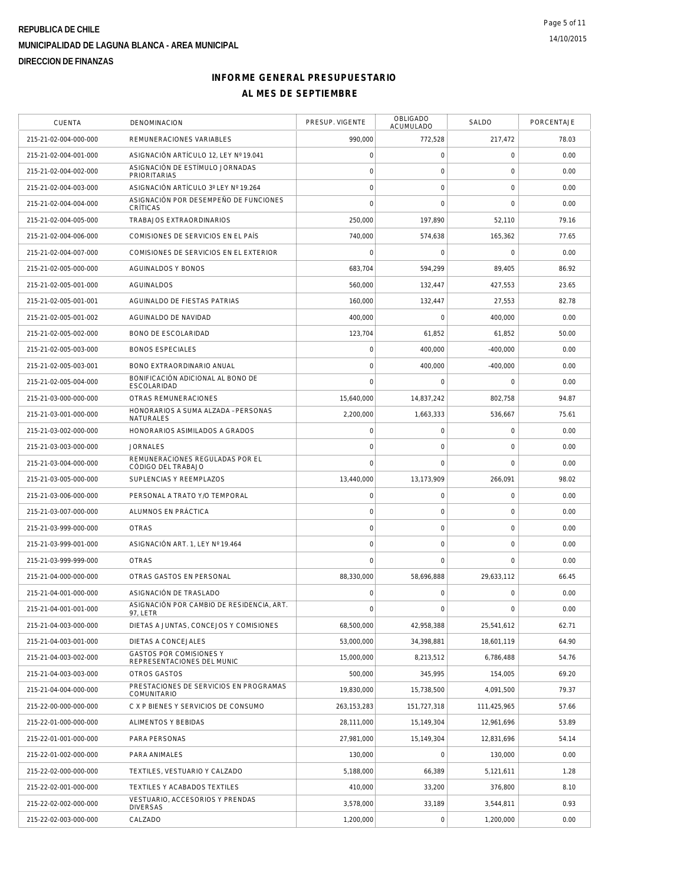**REPUBLICA DE CHILE**

**MUNICIPALIDAD DE LAGUNA BLANCA - AREA MUNICIPAL**

**DIRECCION DE FINANZAS**

## INFORME GENERAL PRESUPUESTARIO
## AL MES DE SEPTIEMBRE

| CUENTA | DENOMINACION | PRESUP. VIGENTE | OBLIGADO ACUMULADO | SALDO | PORCENTAJE |
|---|---|---|---|---|---|
| 215-21-02-004-000-000 | REMUNERACIONES VARIABLES | 990,000 | 772,528 | 217,472 | 78.03 |
| 215-21-02-004-001-000 | ASIGNACIÓN ARTÍCULO 12, LEY Nº 19.041 | 0 | 0 | 0 | 0.00 |
| 215-21-02-004-002-000 | ASIGNACIÓN DE ESTÍMULO JORNADAS PRIORITARIAS | 0 | 0 | 0 | 0.00 |
| 215-21-02-004-003-000 | ASIGNACIÓN ARTÍCULO 3º LEY Nº 19.264 | 0 | 0 | 0 | 0.00 |
| 215-21-02-004-004-000 | ASIGNACIÓN POR DESEMPEÑO DE FUNCIONES CRÍTICAS | 0 | 0 | 0 | 0.00 |
| 215-21-02-004-005-000 | TRABAJOS EXTRAORDINARIOS | 250,000 | 197,890 | 52,110 | 79.16 |
| 215-21-02-004-006-000 | COMISIONES DE SERVICIOS EN EL PAÍS | 740,000 | 574,638 | 165,362 | 77.65 |
| 215-21-02-004-007-000 | COMISIONES DE SERVICIOS EN EL EXTERIOR | 0 | 0 | 0 | 0.00 |
| 215-21-02-005-000-000 | AGUINALDOS Y BONOS | 683,704 | 594,299 | 89,405 | 86.92 |
| 215-21-02-005-001-000 | AGUINALDOS | 560,000 | 132,447 | 427,553 | 23.65 |
| 215-21-02-005-001-001 | AGUINALDO DE FIESTAS PATRIAS | 160,000 | 132,447 | 27,553 | 82.78 |
| 215-21-02-005-001-002 | AGUINALDO DE NAVIDAD | 400,000 | 0 | 400,000 | 0.00 |
| 215-21-02-005-002-000 | BONO DE ESCOLARIDAD | 123,704 | 61,852 | 61,852 | 50.00 |
| 215-21-02-005-003-000 | BONOS ESPECIALES | 0 | 400,000 | -400,000 | 0.00 |
| 215-21-02-005-003-001 | BONO EXTRAORDINARIO ANUAL | 0 | 400,000 | -400,000 | 0.00 |
| 215-21-02-005-004-000 | BONIFICACIÓN ADICIONAL AL BONO DE ESCOLARIDAD | 0 | 0 | 0 | 0.00 |
| 215-21-03-000-000-000 | OTRAS REMUNERACIONES | 15,640,000 | 14,837,242 | 802,758 | 94.87 |
| 215-21-03-001-000-000 | HONORARIOS A SUMA ALZADA – PERSONAS NATURALES | 2,200,000 | 1,663,333 | 536,667 | 75.61 |
| 215-21-03-002-000-000 | HONORARIOS ASIMILADOS A GRADOS | 0 | 0 | 0 | 0.00 |
| 215-21-03-003-000-000 | JORNALES | 0 | 0 | 0 | 0.00 |
| 215-21-03-004-000-000 | REMUNERACIONES REGULADAS POR EL CÓDIGO DEL TRABAJO | 0 | 0 | 0 | 0.00 |
| 215-21-03-005-000-000 | SUPLENCIAS Y REEMPLAZOS | 13,440,000 | 13,173,909 | 266,091 | 98.02 |
| 215-21-03-006-000-000 | PERSONAL A TRATO Y/O TEMPORAL | 0 | 0 | 0 | 0.00 |
| 215-21-03-007-000-000 | ALUMNOS EN PRÁCTICA | 0 | 0 | 0 | 0.00 |
| 215-21-03-999-000-000 | OTRAS | 0 | 0 | 0 | 0.00 |
| 215-21-03-999-001-000 | ASIGNACIÓN ART. 1, LEY Nº 19.464 | 0 | 0 | 0 | 0.00 |
| 215-21-03-999-999-000 | OTRAS | 0 | 0 | 0 | 0.00 |
| 215-21-04-000-000-000 | OTRAS GASTOS EN PERSONAL | 88,330,000 | 58,696,888 | 29,633,112 | 66.45 |
| 215-21-04-001-000-000 | ASIGNACIÓN DE TRASLADO | 0 | 0 | 0 | 0.00 |
| 215-21-04-001-001-000 | ASIGNACIÓN POR CAMBIO DE RESIDENCIA, ART. 97, LETR | 0 | 0 | 0 | 0.00 |
| 215-21-04-003-000-000 | DIETAS A JUNTAS, CONCEJOS Y COMISIONES | 68,500,000 | 42,958,388 | 25,541,612 | 62.71 |
| 215-21-04-003-001-000 | DIETAS A CONCEJALES | 53,000,000 | 34,398,881 | 18,601,119 | 64.90 |
| 215-21-04-003-002-000 | GASTOS POR COMISIONES Y REPRESENTACIONES DEL MUNIC | 15,000,000 | 8,213,512 | 6,786,488 | 54.76 |
| 215-21-04-003-003-000 | OTROS GASTOS | 500,000 | 345,995 | 154,005 | 69.20 |
| 215-21-04-004-000-000 | PRESTACIONES DE SERVICIOS EN PROGRAMAS COMUNITARIO | 19,830,000 | 15,738,500 | 4,091,500 | 79.37 |
| 215-22-00-000-000-000 | C X P BIENES Y SERVICIOS DE CONSUMO | 263,153,283 | 151,727,318 | 111,425,965 | 57.66 |
| 215-22-01-000-000-000 | ALIMENTOS Y BEBIDAS | 28,111,000 | 15,149,304 | 12,961,696 | 53.89 |
| 215-22-01-001-000-000 | PARA PERSONAS | 27,981,000 | 15,149,304 | 12,831,696 | 54.14 |
| 215-22-01-002-000-000 | PARA ANIMALES | 130,000 | 0 | 130,000 | 0.00 |
| 215-22-02-000-000-000 | TEXTILES, VESTUARIO Y CALZADO | 5,188,000 | 66,389 | 5,121,611 | 1.28 |
| 215-22-02-001-000-000 | TEXTILES Y ACABADOS TEXTILES | 410,000 | 33,200 | 376,800 | 8.10 |
| 215-22-02-002-000-000 | VESTUARIO, ACCESORIOS Y PRENDAS DIVERSAS | 3,578,000 | 33,189 | 3,544,811 | 0.93 |
| 215-22-02-003-000-000 | CALZADO | 1,200,000 | 0 | 1,200,000 | 0.00 |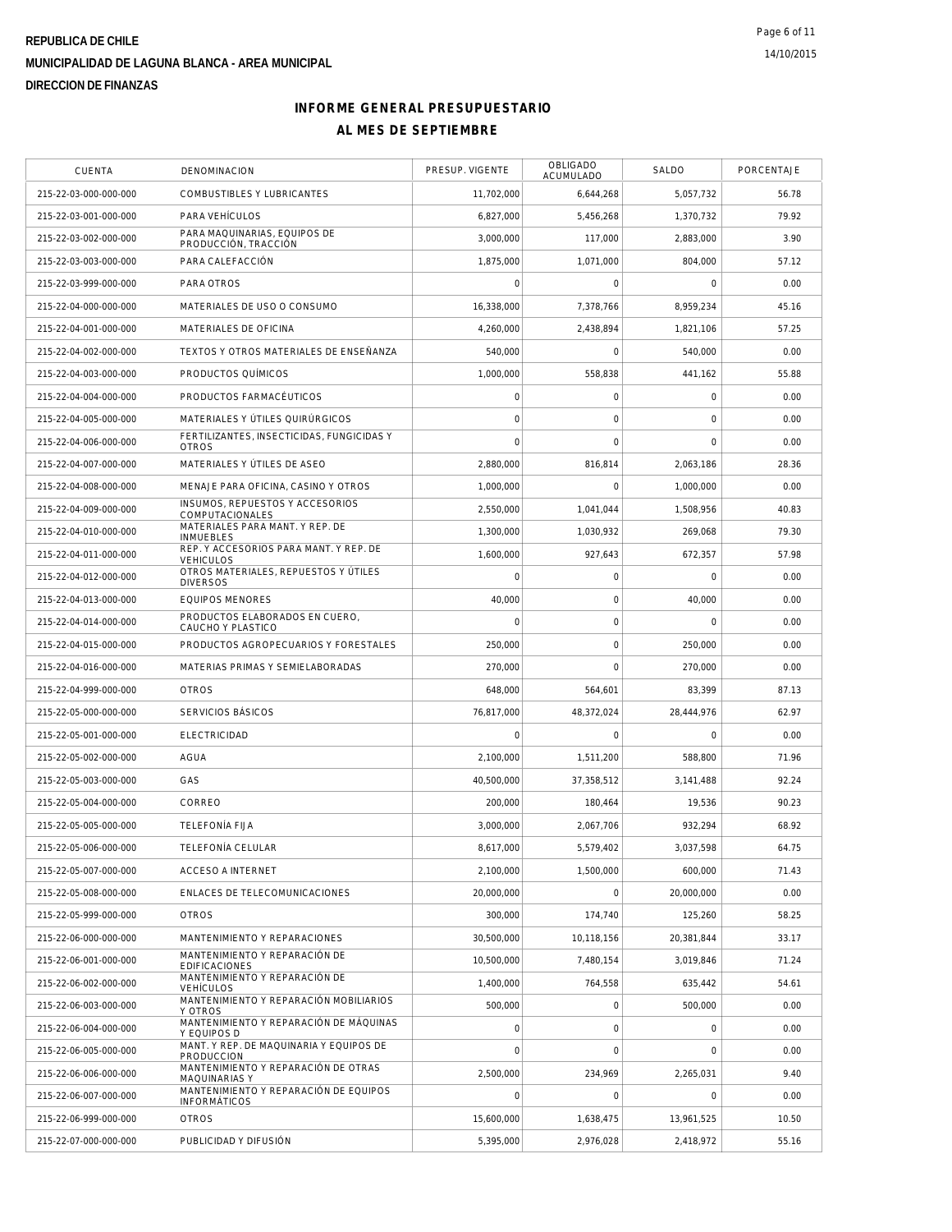**REPUBLICA DE CHILE**

**MUNICIPALIDAD DE LAGUNA BLANCA - AREA MUNICIPAL**

**DIRECCION DE FINANZAS**

14/10/2015

# INFORME GENERAL PRESUPUESTARIO
## AL MES DE SEPTIEMBRE

| CUENTA | DENOMINACION | PRESUP. VIGENTE | OBLIGADO ACUMULADO | SALDO | PORCENTAJE |
|---|---|---|---|---|---|
| 215-22-03-000-000-000 | COMBUSTIBLES Y LUBRICANTES | 11,702,000 | 6,644,268 | 5,057,732 | 56.78 |
| 215-22-03-001-000-000 | PARA VEHÍCULOS | 6,827,000 | 5,456,268 | 1,370,732 | 79.92 |
| 215-22-03-002-000-000 | PARA MAQUINARIAS, EQUIPOS DE PRODUCCIÓN, TRACCIÓN | 3,000,000 | 117,000 | 2,883,000 | 3.90 |
| 215-22-03-003-000-000 | PARA CALEFACCIÓN | 1,875,000 | 1,071,000 | 804,000 | 57.12 |
| 215-22-03-999-000-000 | PARA OTROS | 0 | 0 | 0 | 0.00 |
| 215-22-04-000-000-000 | MATERIALES DE USO O CONSUMO | 16,338,000 | 7,378,766 | 8,959,234 | 45.16 |
| 215-22-04-001-000-000 | MATERIALES DE OFICINA | 4,260,000 | 2,438,894 | 1,821,106 | 57.25 |
| 215-22-04-002-000-000 | TEXTOS Y OTROS MATERIALES DE ENSEÑANZA | 540,000 | 0 | 540,000 | 0.00 |
| 215-22-04-003-000-000 | PRODUCTOS QUÍMICOS | 1,000,000 | 558,838 | 441,162 | 55.88 |
| 215-22-04-004-000-000 | PRODUCTOS FARMACÉUTICOS | 0 | 0 | 0 | 0.00 |
| 215-22-04-005-000-000 | MATERIALES Y ÚTILES QUIRÚRGICOS | 0 | 0 | 0 | 0.00 |
| 215-22-04-006-000-000 | FERTILIZANTES, INSECTICIDAS, FUNGICIDAS Y OTROS | 0 | 0 | 0 | 0.00 |
| 215-22-04-007-000-000 | MATERIALES Y ÚTILES DE ASEO | 2,880,000 | 816,814 | 2,063,186 | 28.36 |
| 215-22-04-008-000-000 | MENAJE PARA OFICINA, CASINO Y OTROS | 1,000,000 | 0 | 1,000,000 | 0.00 |
| 215-22-04-009-000-000 | INSUMOS, REPUESTOS Y ACCESORIOS COMPUTACIONALES | 2,550,000 | 1,041,044 | 1,508,956 | 40.83 |
| 215-22-04-010-000-000 | MATERIALES PARA MANT. Y REP. DE INMUEBLES | 1,300,000 | 1,030,932 | 269,068 | 79.30 |
| 215-22-04-011-000-000 | REP. Y ACCESORIOS PARA MANT. Y REP. DE VEHICULOS | 1,600,000 | 927,643 | 672,357 | 57.98 |
| 215-22-04-012-000-000 | OTROS MATERIALES, REPUESTOS Y ÚTILES DIVERSOS | 0 | 0 | 0 | 0.00 |
| 215-22-04-013-000-000 | EQUIPOS MENORES | 40,000 | 0 | 40,000 | 0.00 |
| 215-22-04-014-000-000 | PRODUCTOS ELABORADOS EN CUERO, CAUCHO Y PLASTICO | 0 | 0 | 0 | 0.00 |
| 215-22-04-015-000-000 | PRODUCTOS AGROPECUARIOS Y FORESTALES | 250,000 | 0 | 250,000 | 0.00 |
| 215-22-04-016-000-000 | MATERIAS PRIMAS Y SEMIELABORADAS | 270,000 | 0 | 270,000 | 0.00 |
| 215-22-04-999-000-000 | OTROS | 648,000 | 564,601 | 83,399 | 87.13 |
| 215-22-05-000-000-000 | SERVICIOS BÁSICOS | 76,817,000 | 48,372,024 | 28,444,976 | 62.97 |
| 215-22-05-001-000-000 | ELECTRICIDAD | 0 | 0 | 0 | 0.00 |
| 215-22-05-002-000-000 | AGUA | 2,100,000 | 1,511,200 | 588,800 | 71.96 |
| 215-22-05-003-000-000 | GAS | 40,500,000 | 37,358,512 | 3,141,488 | 92.24 |
| 215-22-05-004-000-000 | CORREO | 200,000 | 180,464 | 19,536 | 90.23 |
| 215-22-05-005-000-000 | TELEFONÍA FIJA | 3,000,000 | 2,067,706 | 932,294 | 68.92 |
| 215-22-05-006-000-000 | TELEFONÍA CELULAR | 8,617,000 | 5,579,402 | 3,037,598 | 64.75 |
| 215-22-05-007-000-000 | ACCESO A INTERNET | 2,100,000 | 1,500,000 | 600,000 | 71.43 |
| 215-22-05-008-000-000 | ENLACES DE TELECOMUNICACIONES | 20,000,000 | 0 | 20,000,000 | 0.00 |
| 215-22-05-999-000-000 | OTROS | 300,000 | 174,740 | 125,260 | 58.25 |
| 215-22-06-000-000-000 | MANTENIMIENTO Y REPARACIONES | 30,500,000 | 10,118,156 | 20,381,844 | 33.17 |
| 215-22-06-001-000-000 | MANTENIMIENTO Y REPARACIÓN DE EDIFICACIONES | 10,500,000 | 7,480,154 | 3,019,846 | 71.24 |
| 215-22-06-002-000-000 | MANTENIMIENTO Y REPARACIÓN DE VEHÍCULOS | 1,400,000 | 764,558 | 635,442 | 54.61 |
| 215-22-06-003-000-000 | MANTENIMIENTO Y REPARACIÓN MOBILIARIOS Y OTROS | 500,000 | 0 | 500,000 | 0.00 |
| 215-22-06-004-000-000 | MANTENIMIENTO Y REPARACIÓN DE MÁQUINAS Y EQUIPOS D | 0 | 0 | 0 | 0.00 |
| 215-22-06-005-000-000 | MANT. Y REP. DE MAQUINARIA Y EQUIPOS DE PRODUCCION | 0 | 0 | 0 | 0.00 |
| 215-22-06-006-000-000 | MANTENIMIENTO Y REPARACIÓN DE OTRAS MAQUINARIAS Y | 2,500,000 | 234,969 | 2,265,031 | 9.40 |
| 215-22-06-007-000-000 | MANTENIMIENTO Y REPARACIÓN DE EQUIPOS INFORMÁTICOS | 0 | 0 | 0 | 0.00 |
| 215-22-06-999-000-000 | OTROS | 15,600,000 | 1,638,475 | 13,961,525 | 10.50 |
| 215-22-07-000-000-000 | PUBLICIDAD Y DIFUSIÓN | 5,395,000 | 2,976,028 | 2,418,972 | 55.16 |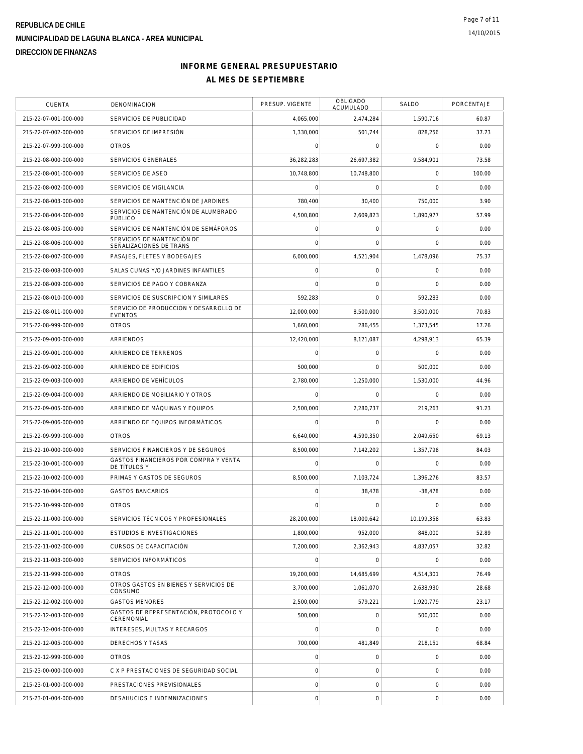**REPUBLICA DE CHILE**
**MUNICIPALIDAD DE LAGUNA BLANCA - AREA MUNICIPAL**
**DIRECCION DE FINANZAS**

# INFORME GENERAL PRESUPUESTARIO
## AL MES DE SEPTIEMBRE

| CUENTA | DENOMINACION | PRESUP. VIGENTE | OBLIGADO ACUMULADO | SALDO | PORCENTAJE |
|---|---|---|---|---|---|
| 215-22-07-001-000-000 | SERVICIOS DE PUBLICIDAD | 4,065,000 | 2,474,284 | 1,590,716 | 60.87 |
| 215-22-07-002-000-000 | SERVICIOS DE IMPRESIÓN | 1,330,000 | 501,744 | 828,256 | 37.73 |
| 215-22-07-999-000-000 | OTROS | 0 | 0 | 0 | 0.00 |
| 215-22-08-000-000-000 | SERVICIOS GENERALES | 36,282,283 | 26,697,382 | 9,584,901 | 73.58 |
| 215-22-08-001-000-000 | SERVICIOS DE ASEO | 10,748,800 | 10,748,800 | 0 | 100.00 |
| 215-22-08-002-000-000 | SERVICIOS DE VIGILANCIA | 0 | 0 | 0 | 0.00 |
| 215-22-08-003-000-000 | SERVICIOS DE MANTENCIÓN DE JARDINES | 780,400 | 30,400 | 750,000 | 3.90 |
| 215-22-08-004-000-000 | SERVICIOS DE MANTENCIÓN DE ALUMBRADO PÚBLICO | 4,500,800 | 2,609,823 | 1,890,977 | 57.99 |
| 215-22-08-005-000-000 | SERVICIOS DE MANTENCIÓN DE SEMÁFOROS | 0 | 0 | 0 | 0.00 |
| 215-22-08-006-000-000 | SERVICIOS DE MANTENCIÓN DE SEÑALIZACIONES DE TRÁNS | 0 | 0 | 0 | 0.00 |
| 215-22-08-007-000-000 | PASAJES, FLETES Y BODEGAJES | 6,000,000 | 4,521,904 | 1,478,096 | 75.37 |
| 215-22-08-008-000-000 | SALAS CUNAS Y/O JARDINES INFANTILES | 0 | 0 | 0 | 0.00 |
| 215-22-08-009-000-000 | SERVICIOS DE PAGO Y COBRANZA | 0 | 0 | 0 | 0.00 |
| 215-22-08-010-000-000 | SERVICIOS DE SUSCRIPCION Y SIMILARES | 592,283 | 0 | 592,283 | 0.00 |
| 215-22-08-011-000-000 | SERVICIO DE PRODUCCION Y DESARROLLO DE EVENTOS | 12,000,000 | 8,500,000 | 3,500,000 | 70.83 |
| 215-22-08-999-000-000 | OTROS | 1,660,000 | 286,455 | 1,373,545 | 17.26 |
| 215-22-09-000-000-000 | ARRIENDOS | 12,420,000 | 8,121,087 | 4,298,913 | 65.39 |
| 215-22-09-001-000-000 | ARRIENDO DE TERRENOS | 0 | 0 | 0 | 0.00 |
| 215-22-09-002-000-000 | ARRIENDO DE EDIFICIOS | 500,000 | 0 | 500,000 | 0.00 |
| 215-22-09-003-000-000 | ARRIENDO DE VEHÍCULOS | 2,780,000 | 1,250,000 | 1,530,000 | 44.96 |
| 215-22-09-004-000-000 | ARRIENDO DE MOBILIARIO Y OTROS | 0 | 0 | 0 | 0.00 |
| 215-22-09-005-000-000 | ARRIENDO DE MÁQUINAS Y EQUIPOS | 2,500,000 | 2,280,737 | 219,263 | 91.23 |
| 215-22-09-006-000-000 | ARRIENDO DE EQUIPOS INFORMÁTICOS | 0 | 0 | 0 | 0.00 |
| 215-22-09-999-000-000 | OTROS | 6,640,000 | 4,590,350 | 2,049,650 | 69.13 |
| 215-22-10-000-000-000 | SERVICIOS FINANCIEROS Y DE SEGUROS | 8,500,000 | 7,142,202 | 1,357,798 | 84.03 |
| 215-22-10-001-000-000 | GASTOS FINANCIEROS POR COMPRA Y VENTA DE TÍTULOS Y | 0 | 0 | 0 | 0.00 |
| 215-22-10-002-000-000 | PRIMAS Y GASTOS DE SEGUROS | 8,500,000 | 7,103,724 | 1,396,276 | 83.57 |
| 215-22-10-004-000-000 | GASTOS BANCARIOS | 0 | 38,478 | -38,478 | 0.00 |
| 215-22-10-999-000-000 | OTROS | 0 | 0 | 0 | 0.00 |
| 215-22-11-000-000-000 | SERVICIOS TÉCNICOS Y PROFESIONALES | 28,200,000 | 18,000,642 | 10,199,358 | 63.83 |
| 215-22-11-001-000-000 | ESTUDIOS E INVESTIGACIONES | 1,800,000 | 952,000 | 848,000 | 52.89 |
| 215-22-11-002-000-000 | CURSOS DE CAPACITACIÓN | 7,200,000 | 2,362,943 | 4,837,057 | 32.82 |
| 215-22-11-003-000-000 | SERVICIOS INFORMÁTICOS | 0 | 0 | 0 | 0.00 |
| 215-22-11-999-000-000 | OTROS | 19,200,000 | 14,685,699 | 4,514,301 | 76.49 |
| 215-22-12-000-000-000 | OTROS GASTOS EN BIENES Y SERVICIOS DE CONSUMO | 3,700,000 | 1,061,070 | 2,638,930 | 28.68 |
| 215-22-12-002-000-000 | GASTOS MENORES | 2,500,000 | 579,221 | 1,920,779 | 23.17 |
| 215-22-12-003-000-000 | GASTOS DE REPRESENTACIÓN, PROTOCOLO Y CEREMONIAL | 500,000 | 0 | 500,000 | 0.00 |
| 215-22-12-004-000-000 | INTERESES, MULTAS Y RECARGOS | 0 | 0 | 0 | 0.00 |
| 215-22-12-005-000-000 | DERECHOS Y TASAS | 700,000 | 481,849 | 218,151 | 68.84 |
| 215-22-12-999-000-000 | OTROS | 0 | 0 | 0 | 0.00 |
| 215-23-00-000-000-000 | C X P PRESTACIONES DE SEGURIDAD SOCIAL | 0 | 0 | 0 | 0.00 |
| 215-23-01-000-000-000 | PRESTACIONES PREVISIONALES | 0 | 0 | 0 | 0.00 |
| 215-23-01-004-000-000 | DESAHUCIOS E INDEMNIZACIONES | 0 | 0 | 0 | 0.00 |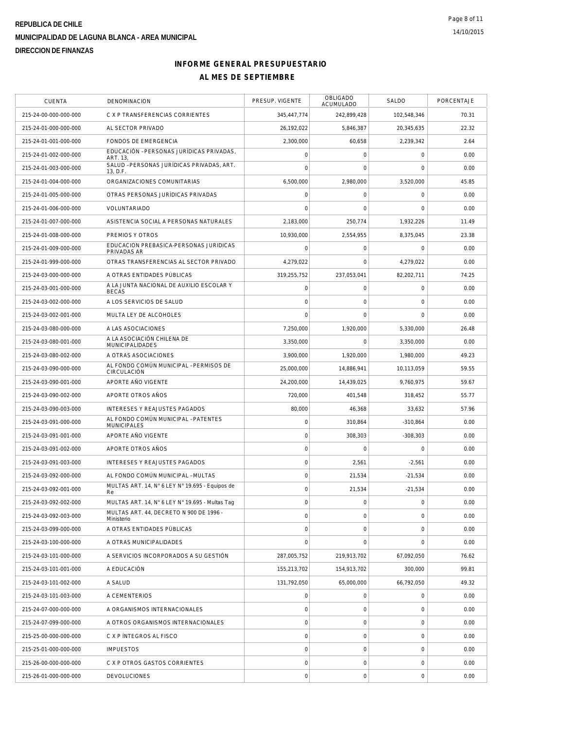REPUBLICA DE CHILE

MUNICIPALIDAD DE LAGUNA BLANCA - AREA MUNICIPAL

DIRECCION DE FINANZAS

# INFORME GENERAL PRESUPUESTARIO

## AL MES DE SEPTIEMBRE

| CUENTA | DENOMINACION | PRESUP. VIGENTE | OBLIGADO ACUMULADO | SALDO | PORCENTAJE |
|---|---|---|---|---|---|
| 215-24-00-000-000-000 | C X P TRANSFERENCIAS CORRIENTES | 345,447,774 | 242,899,428 | 102,548,346 | 70.31 |
| 215-24-01-000-000-000 | AL SECTOR PRIVADO | 26,192,022 | 5,846,387 | 20,345,635 | 22.32 |
| 215-24-01-001-000-000 | FONDOS DE EMERGENCIA | 2,300,000 | 60,658 | 2,239,342 | 2.64 |
| 215-24-01-002-000-000 | EDUCACIÓN –PERSONAS JURÍDICAS PRIVADAS, ART. 13, | 0 | 0 | 0 | 0.00 |
| 215-24-01-003-000-000 | SALUD –PERSONAS JURÍDICAS PRIVADAS, ART. 13, D.F. | 0 | 0 | 0 | 0.00 |
| 215-24-01-004-000-000 | ORGANIZACIONES COMUNITARIAS | 6,500,000 | 2,980,000 | 3,520,000 | 45.85 |
| 215-24-01-005-000-000 | OTRAS PERSONAS JURÍDICAS PRIVADAS | 0 | 0 | 0 | 0.00 |
| 215-24-01-006-000-000 | VOLUNTARIADO | 0 | 0 | 0 | 0.00 |
| 215-24-01-007-000-000 | ASISTENCIA SOCIAL A PERSONAS NATURALES | 2,183,000 | 250,774 | 1,932,226 | 11.49 |
| 215-24-01-008-000-000 | PREMIOS Y OTROS | 10,930,000 | 2,554,955 | 8,375,045 | 23.38 |
| 215-24-01-009-000-000 | EDUCACION PREBASICA-PERSONAS JURIDICAS PRIVADAS AR | 0 | 0 | 0 | 0.00 |
| 215-24-01-999-000-000 | OTRAS TRANSFERENCIAS AL SECTOR PRIVADO | 4,279,022 | 0 | 4,279,022 | 0.00 |
| 215-24-03-000-000-000 | A OTRAS ENTIDADES PÚBLICAS | 319,255,752 | 237,053,041 | 82,202,711 | 74.25 |
| 215-24-03-001-000-000 | A LA JUNTA NACIONAL DE AUXILIO ESCOLAR Y BECAS | 0 | 0 | 0 | 0.00 |
| 215-24-03-002-000-000 | A LOS SERVICIOS DE SALUD | 0 | 0 | 0 | 0.00 |
| 215-24-03-002-001-000 | MULTA LEY DE ALCOHOLES | 0 | 0 | 0 | 0.00 |
| 215-24-03-080-000-000 | A LAS ASOCIACIONES | 7,250,000 | 1,920,000 | 5,330,000 | 26.48 |
| 215-24-03-080-001-000 | A LA ASOCIACIÓN CHILENA DE MUNICIPALIDADES | 3,350,000 | 0 | 3,350,000 | 0.00 |
| 215-24-03-080-002-000 | A OTRAS ASOCIACIONES | 3,900,000 | 1,920,000 | 1,980,000 | 49.23 |
| 215-24-03-090-000-000 | AL FONDO COMÚN MUNICIPAL –PERMISOS DE CIRCULACIÓN | 25,000,000 | 14,886,941 | 10,113,059 | 59.55 |
| 215-24-03-090-001-000 | APORTE AÑO VIGENTE | 24,200,000 | 14,439,025 | 9,760,975 | 59.67 |
| 215-24-03-090-002-000 | APORTE OTROS AÑOS | 720,000 | 401,548 | 318,452 | 55.77 |
| 215-24-03-090-003-000 | INTERESES Y REAJUSTES PAGADOS | 80,000 | 46,368 | 33,632 | 57.96 |
| 215-24-03-091-000-000 | AL FONDO COMÚN MUNICIPAL –PATENTES MUNICIPALES | 0 | 310,864 | -310,864 | 0.00 |
| 215-24-03-091-001-000 | APORTE AÑO VIGENTE | 0 | 308,303 | -308,303 | 0.00 |
| 215-24-03-091-002-000 | APORTE OTROS AÑOS | 0 | 0 | 0 | 0.00 |
| 215-24-03-091-003-000 | INTERESES Y REAJUSTES PAGADOS | 0 | 2,561 | -2,561 | 0.00 |
| 215-24-03-092-000-000 | AL FONDO COMÚN MUNICIPAL –MULTAS | 0 | 21,534 | -21,534 | 0.00 |
| 215-24-03-092-001-000 | MULTAS ART. 14, N° 6 LEY N° 19.695 - Equipos de Re | 0 | 21,534 | -21,534 | 0.00 |
| 215-24-03-092-002-000 | MULTAS ART. 14, N° 6 LEY N° 19.695 - Multas Tag | 0 | 0 | 0 | 0.00 |
| 215-24-03-092-003-000 | MULTAS ART. 44, DECRETO N 900 DE 1996 - Ministerio | 0 | 0 | 0 | 0.00 |
| 215-24-03-099-000-000 | A OTRAS ENTIDADES PÚBLICAS | 0 | 0 | 0 | 0.00 |
| 215-24-03-100-000-000 | A OTRAS MUNICIPALIDADES | 0 | 0 | 0 | 0.00 |
| 215-24-03-101-000-000 | A SERVICIOS INCORPORADOS A SU GESTIÓN | 287,005,752 | 219,913,702 | 67,092,050 | 76.62 |
| 215-24-03-101-001-000 | A EDUCACIÓN | 155,213,702 | 154,913,702 | 300,000 | 99.81 |
| 215-24-03-101-002-000 | A SALUD | 131,792,050 | 65,000,000 | 66,792,050 | 49.32 |
| 215-24-03-101-003-000 | A CEMENTERIOS | 0 | 0 | 0 | 0.00 |
| 215-24-07-000-000-000 | A ORGANISMOS INTERNACIONALES | 0 | 0 | 0 | 0.00 |
| 215-24-07-099-000-000 | A OTROS ORGANISMOS INTERNACIONALES | 0 | 0 | 0 | 0.00 |
| 215-25-00-000-000-000 | C X P ÍNTEGROS AL FISCO | 0 | 0 | 0 | 0.00 |
| 215-25-01-000-000-000 | IMPUESTOS | 0 | 0 | 0 | 0.00 |
| 215-26-00-000-000-000 | C X P OTROS GASTOS CORRIENTES | 0 | 0 | 0 | 0.00 |
| 215-26-01-000-000-000 | DEVOLUCIONES | 0 | 0 | 0 | 0.00 |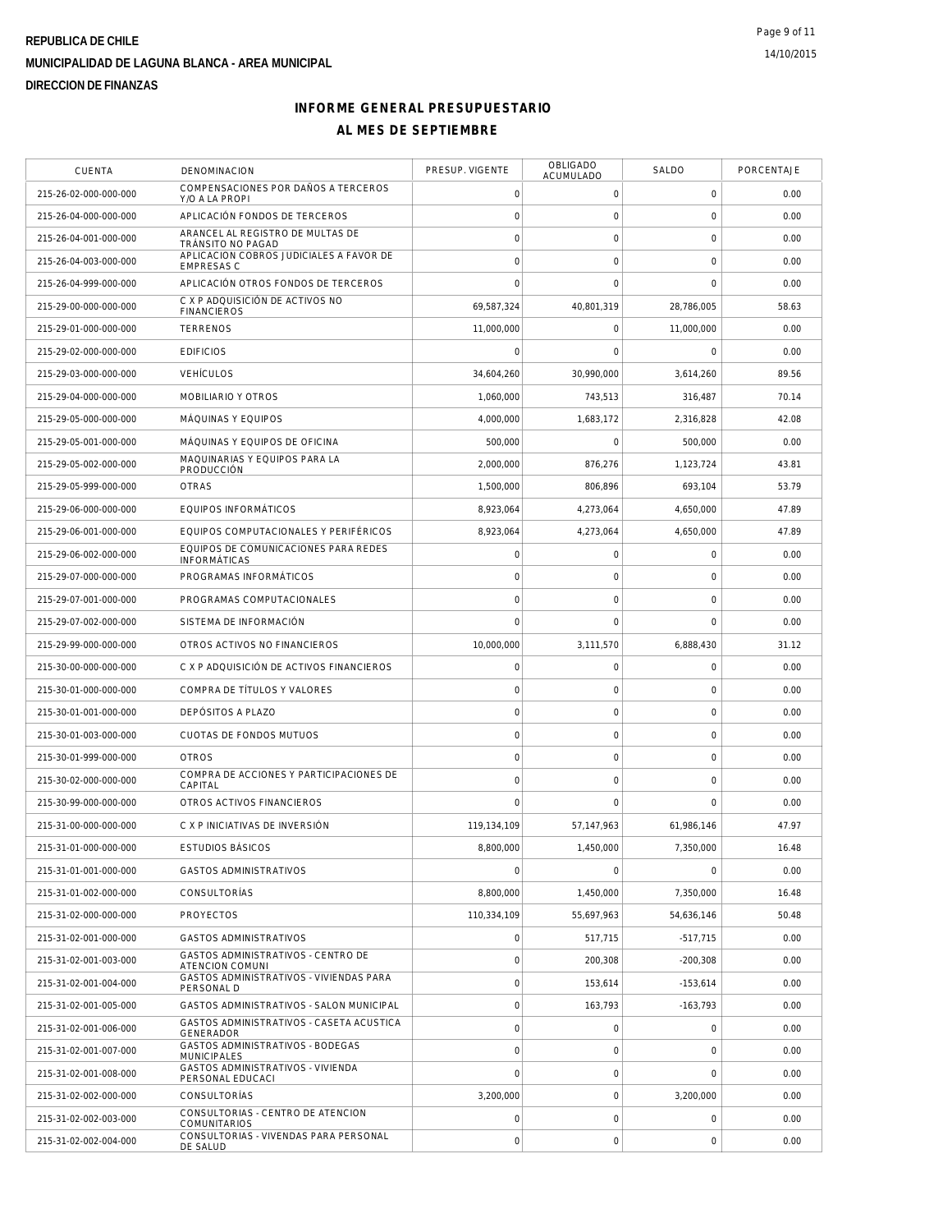**REPUBLICA DE CHILE**
**MUNICIPALIDAD DE LAGUNA BLANCA - AREA MUNICIPAL**
**DIRECCION DE FINANZAS**

# INFORME GENERAL PRESUPUESTARIO
## AL MES DE SEPTIEMBRE

| CUENTA | DENOMINACION | PRESUP. VIGENTE | OBLIGADO ACUMULADO | SALDO | PORCENTAJE |
|---|---|---|---|---|---|
| 215-26-02-000-000-000 | COMPENSACIONES POR DAÑOS A TERCEROS Y/O A LA PROPI | 0 | 0 | 0 | 0.00 |
| 215-26-04-000-000-000 | APLICACIÓN FONDOS DE TERCEROS | 0 | 0 | 0 | 0.00 |
| 215-26-04-001-000-000 | ARANCEL AL REGISTRO DE MULTAS DE TRÁNSITO NO PAGAD | 0 | 0 | 0 | 0.00 |
| 215-26-04-003-000-000 | APLICACION COBROS JUDICIALES A FAVOR DE EMPRESAS C | 0 | 0 | 0 | 0.00 |
| 215-26-04-999-000-000 | APLICACIÓN OTROS FONDOS DE TERCEROS | 0 | 0 | 0 | 0.00 |
| 215-29-00-000-000-000 | C X P ADQUISICIÓN DE ACTIVOS NO FINANCIEROS | 69,587,324 | 40,801,319 | 28,786,005 | 58.63 |
| 215-29-01-000-000-000 | TERRENOS | 11,000,000 | 0 | 11,000,000 | 0.00 |
| 215-29-02-000-000-000 | EDIFICIOS | 0 | 0 | 0 | 0.00 |
| 215-29-03-000-000-000 | VEHÍCULOS | 34,604,260 | 30,990,000 | 3,614,260 | 89.56 |
| 215-29-04-000-000-000 | MOBILIARIO Y OTROS | 1,060,000 | 743,513 | 316,487 | 70.14 |
| 215-29-05-000-000-000 | MÁQUINAS Y EQUIPOS | 4,000,000 | 1,683,172 | 2,316,828 | 42.08 |
| 215-29-05-001-000-000 | MÁQUINAS Y EQUIPOS DE OFICINA | 500,000 | 0 | 500,000 | 0.00 |
| 215-29-05-002-000-000 | MAQUINARIAS Y EQUIPOS PARA LA PRODUCCIÓN | 2,000,000 | 876,276 | 1,123,724 | 43.81 |
| 215-29-05-999-000-000 | OTRAS | 1,500,000 | 806,896 | 693,104 | 53.79 |
| 215-29-06-000-000-000 | EQUIPOS INFORMÁTICOS | 8,923,064 | 4,273,064 | 4,650,000 | 47.89 |
| 215-29-06-001-000-000 | EQUIPOS COMPUTACIONALES Y PERIFÉRICOS | 8,923,064 | 4,273,064 | 4,650,000 | 47.89 |
| 215-29-06-002-000-000 | EQUIPOS DE COMUNICACIONES PARA REDES INFORMÁTICAS | 0 | 0 | 0 | 0.00 |
| 215-29-07-000-000-000 | PROGRAMAS INFORMÁTICOS | 0 | 0 | 0 | 0.00 |
| 215-29-07-001-000-000 | PROGRAMAS COMPUTACIONALES | 0 | 0 | 0 | 0.00 |
| 215-29-07-002-000-000 | SISTEMA DE INFORMACIÓN | 0 | 0 | 0 | 0.00 |
| 215-29-99-000-000-000 | OTROS ACTIVOS NO FINANCIEROS | 10,000,000 | 3,111,570 | 6,888,430 | 31.12 |
| 215-30-00-000-000-000 | C X P ADQUISICIÓN DE ACTIVOS FINANCIEROS | 0 | 0 | 0 | 0.00 |
| 215-30-01-000-000-000 | COMPRA DE TÍTULOS Y VALORES | 0 | 0 | 0 | 0.00 |
| 215-30-01-001-000-000 | DEPÓSITOS A PLAZO | 0 | 0 | 0 | 0.00 |
| 215-30-01-003-000-000 | CUOTAS DE FONDOS MUTUOS | 0 | 0 | 0 | 0.00 |
| 215-30-01-999-000-000 | OTROS | 0 | 0 | 0 | 0.00 |
| 215-30-02-000-000-000 | COMPRA DE ACCIONES Y PARTICIPACIONES DE CAPITAL | 0 | 0 | 0 | 0.00 |
| 215-30-99-000-000-000 | OTROS ACTIVOS FINANCIEROS | 0 | 0 | 0 | 0.00 |
| 215-31-00-000-000-000 | C X P INICIATIVAS DE INVERSIÓN | 119,134,109 | 57,147,963 | 61,986,146 | 47.97 |
| 215-31-01-000-000-000 | ESTUDIOS BÁSICOS | 8,800,000 | 1,450,000 | 7,350,000 | 16.48 |
| 215-31-01-001-000-000 | GASTOS ADMINISTRATIVOS | 0 | 0 | 0 | 0.00 |
| 215-31-01-002-000-000 | CONSULTORÍAS | 8,800,000 | 1,450,000 | 7,350,000 | 16.48 |
| 215-31-02-000-000-000 | PROYECTOS | 110,334,109 | 55,697,963 | 54,636,146 | 50.48 |
| 215-31-02-001-000-000 | GASTOS ADMINISTRATIVOS | 0 | 517,715 | -517,715 | 0.00 |
| 215-31-02-001-003-000 | GASTOS ADMINISTRATIVOS - CENTRO DE ATENCION COMUNI | 0 | 200,308 | -200,308 | 0.00 |
| 215-31-02-001-004-000 | GASTOS ADMINISTRATIVOS - VIVIENDAS PARA PERSONAL D | 0 | 153,614 | -153,614 | 0.00 |
| 215-31-02-001-005-000 | GASTOS ADMINISTRATIVOS - SALON MUNICIPAL | 0 | 163,793 | -163,793 | 0.00 |
| 215-31-02-001-006-000 | GASTOS ADMINISTRATIVOS - CASETA ACUSTICA GENERADOR | 0 | 0 | 0 | 0.00 |
| 215-31-02-001-007-000 | GASTOS ADMINISTRATIVOS - BODEGAS MUNICIPALES | 0 | 0 | 0 | 0.00 |
| 215-31-02-001-008-000 | GASTOS ADMINISTRATIVOS - VIVIENDA PERSONAL EDUCACI | 0 | 0 | 0 | 0.00 |
| 215-31-02-002-000-000 | CONSULTORÍAS | 3,200,000 | 0 | 3,200,000 | 0.00 |
| 215-31-02-002-003-000 | CONSULTORIAS - CENTRO DE ATENCION COMUNITARIOS | 0 | 0 | 0 | 0.00 |
| 215-31-02-002-004-000 | CONSULTORIAS - VIVENDAS PARA PERSONAL DE SALUD | 0 | 0 | 0 | 0.00 |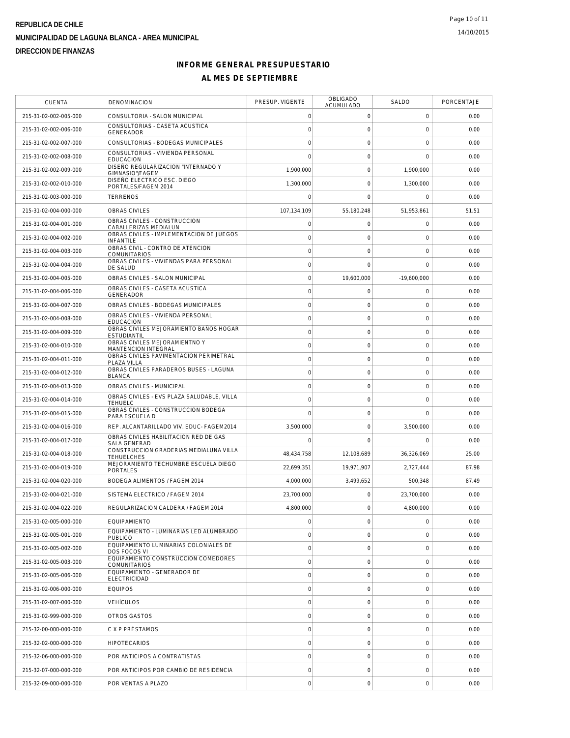REPUBLICA DE CHILE
MUNICIPALIDAD DE LAGUNA BLANCA - AREA MUNICIPAL
DIRECCION DE FINANZAS

# INFORME GENERAL PRESUPUESTARIO
## AL MES DE SEPTIEMBRE

| CUENTA | DENOMINACION | PRESUP. VIGENTE | OBLIGADO ACUMULADO | SALDO | PORCENTAJE |
|---|---|---|---|---|---|
| 215-31-02-002-005-000 | CONSULTORIA - SALON MUNICIPAL | 0 | 0 | 0 | 0.00 |
| 215-31-02-002-006-000 | CONSULTORIAS - CASETA ACUSTICA GENERADOR | 0 | 0 | 0 | 0.00 |
| 215-31-02-002-007-000 | CONSULTORIAS - BODEGAS MUNICIPALES | 0 | 0 | 0 | 0.00 |
| 215-31-02-002-008-000 | CONSULTORIAS - VIVIENDA PERSONAL EDUCACION | 0 | 0 | 0 | 0.00 |
| 215-31-02-002-009-000 | DISEÑO REGULARIZACION "INTERNADO Y GIMNASIO"/FAGEM | 1,900,000 | 0 | 1,900,000 | 0.00 |
| 215-31-02-002-010-000 | DISEÑO ELECTRICO ESC. DIEGO PORTALES/FAGEM 2014 | 1,300,000 | 0 | 1,300,000 | 0.00 |
| 215-31-02-003-000-000 | TERRENOS | 0 | 0 | 0 | 0.00 |
| 215-31-02-004-000-000 | OBRAS CIVILES | 107,134,109 | 55,180,248 | 51,953,861 | 51.51 |
| 215-31-02-004-001-000 | OBRAS CIVILES - CONSTRUCCION CABALLERIZAS MEDIALUN | 0 | 0 | 0 | 0.00 |
| 215-31-02-004-002-000 | OBRAS CIVILES - IMPLEMENTACION DE JUEGOS INFANTILE | 0 | 0 | 0 | 0.00 |
| 215-31-02-004-003-000 | OBRAS CIVIL - CONTRO DE ATENCION COMUNITARIOS | 0 | 0 | 0 | 0.00 |
| 215-31-02-004-004-000 | OBRAS CIVILES - VIVIENDAS PARA PERSONAL DE SALUD | 0 | 0 | 0 | 0.00 |
| 215-31-02-004-005-000 | OBRAS CIVILES - SALON MUNICIPAL | 0 | 19,600,000 | -19,600,000 | 0.00 |
| 215-31-02-004-006-000 | OBRAS CIVILES - CASETA ACUSTICA GENERADOR | 0 | 0 | 0 | 0.00 |
| 215-31-02-004-007-000 | OBRAS CIVILES - BODEGAS MUNICIPALES | 0 | 0 | 0 | 0.00 |
| 215-31-02-004-008-000 | OBRAS CIVILES - VIVIENDA PERSONAL EDUCACION | 0 | 0 | 0 | 0.00 |
| 215-31-02-004-009-000 | OBRAS CIVILES MEJORAMIENTO BAÑOS HOGAR ESTUDIANTIL | 0 | 0 | 0 | 0.00 |
| 215-31-02-004-010-000 | OBRAS CIVILES MEJORAMIENTNO Y MANTENCION INTEGRAL | 0 | 0 | 0 | 0.00 |
| 215-31-02-004-011-000 | OBRAS CIVILES PAVIMENTACION PERIMETRAL PLAZA VILLA | 0 | 0 | 0 | 0.00 |
| 215-31-02-004-012-000 | OBRAS CIVILES PARADEROS BUSES - LAGUNA BLANCA | 0 | 0 | 0 | 0.00 |
| 215-31-02-004-013-000 | OBRAS CIVILES - MUNICIPAL | 0 | 0 | 0 | 0.00 |
| 215-31-02-004-014-000 | OBRAS CIVILES - EVS PLAZA SALUDABLE, VILLA TEHUELC | 0 | 0 | 0 | 0.00 |
| 215-31-02-004-015-000 | OBRAS CIVILES - CONSTRUCCION BODEGA PARA ESCUELA D | 0 | 0 | 0 | 0.00 |
| 215-31-02-004-016-000 | REP. ALCANTARILLADO VIV. EDUC- FAGEM2014 | 3,500,000 | 0 | 3,500,000 | 0.00 |
| 215-31-02-004-017-000 | OBRAS CIVILES HABILITACION RED DE GAS SALA GENERAD | 0 | 0 | 0 | 0.00 |
| 215-31-02-004-018-000 | CONSTRUCCION GRADERIAS MEDIALUNA VILLA TEHUELCHES | 48,434,758 | 12,108,689 | 36,326,069 | 25.00 |
| 215-31-02-004-019-000 | MEJORAMIENTO TECHUMBRE ESCUELA DIEGO PORTALES | 22,699,351 | 19,971,907 | 2,727,444 | 87.98 |
| 215-31-02-004-020-000 | BODEGA ALIMENTOS / FAGEM 2014 | 4,000,000 | 3,499,652 | 500,348 | 87.49 |
| 215-31-02-004-021-000 | SISTEMA ELECTRICO / FAGEM 2014 | 23,700,000 | 0 | 23,700,000 | 0.00 |
| 215-31-02-004-022-000 | REGULARIZACION CALDERA / FAGEM 2014 | 4,800,000 | 0 | 4,800,000 | 0.00 |
| 215-31-02-005-000-000 | EQUIPAMIENTO | 0 | 0 | 0 | 0.00 |
| 215-31-02-005-001-000 | EQUIPAMIENTO - LUMINARIAS LED ALUMBRADO PUBLICO | 0 | 0 | 0 | 0.00 |
| 215-31-02-005-002-000 | EQUIPAMIENTO LUMINARIAS COLONIALES DE DOS FOCOS VI | 0 | 0 | 0 | 0.00 |
| 215-31-02-005-003-000 | EQUIPAMIENTO CONSTRUCCION COMEDORES COMUNITARIOS | 0 | 0 | 0 | 0.00 |
| 215-31-02-005-006-000 | EQUIPAMIENTO - GENERADOR DE ELECTRICIDAD | 0 | 0 | 0 | 0.00 |
| 215-31-02-006-000-000 | EQUIPOS | 0 | 0 | 0 | 0.00 |
| 215-31-02-007-000-000 | VEHÍCULOS | 0 | 0 | 0 | 0.00 |
| 215-31-02-999-000-000 | OTROS GASTOS | 0 | 0 | 0 | 0.00 |
| 215-32-00-000-000-000 | C X P PRÉSTAMOS | 0 | 0 | 0 | 0.00 |
| 215-32-02-000-000-000 | HIPOTECARIOS | 0 | 0 | 0 | 0.00 |
| 215-32-06-000-000-000 | POR ANTICIPOS A CONTRATISTAS | 0 | 0 | 0 | 0.00 |
| 215-32-07-000-000-000 | POR ANTICIPOS POR CAMBIO DE RESIDENCIA | 0 | 0 | 0 | 0.00 |
| 215-32-09-000-000-000 | POR VENTAS A PLAZO | 0 | 0 | 0 | 0.00 |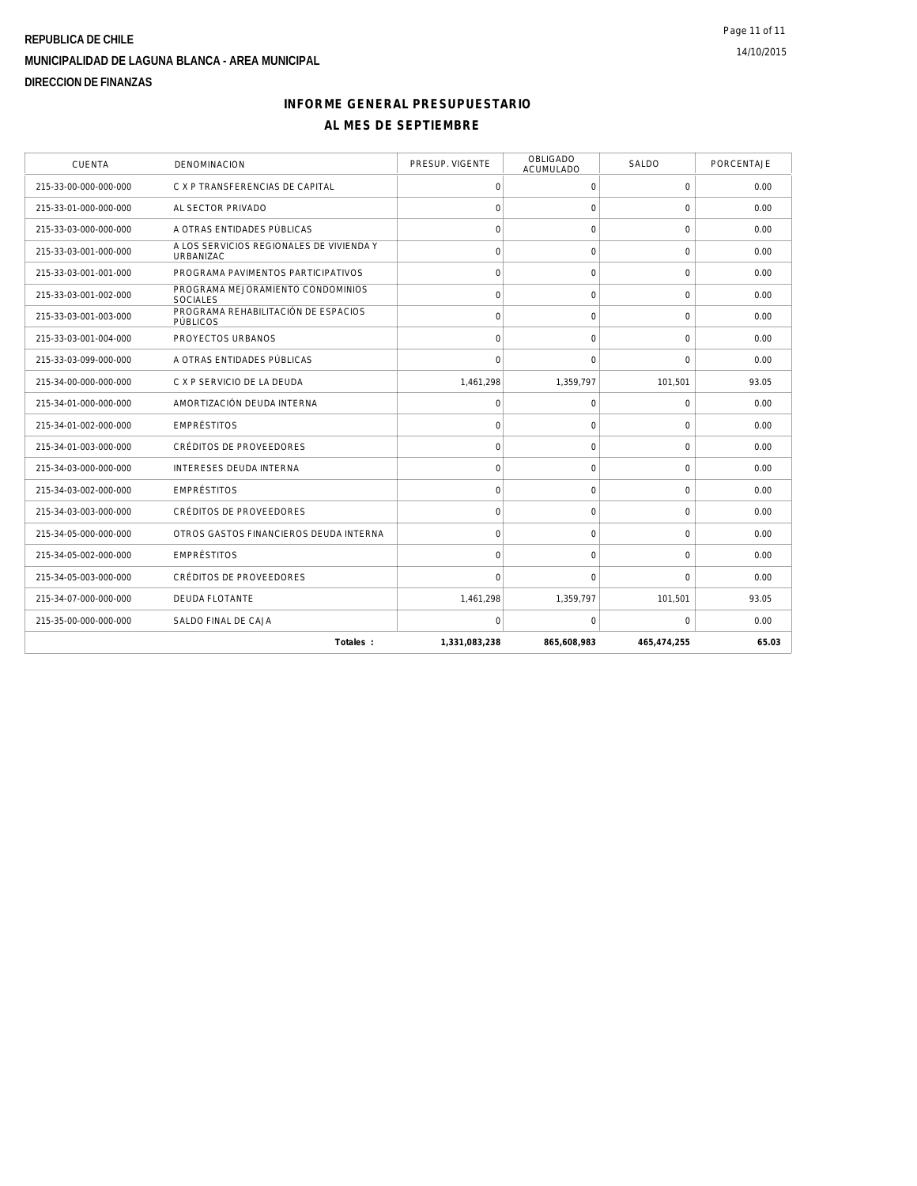**REPUBLICA DE CHILE**

**MUNICIPALIDAD DE LAGUNA BLANCA - AREA MUNICIPAL**

**DIRECCION DE FINANZAS**

## INFORME GENERAL PRESUPUESTARIO

## AL MES DE SEPTIEMBRE

| CUENTA | DENOMINACION | PRESUP. VIGENTE | OBLIGADO ACUMULADO | SALDO | PORCENTAJE |
|---|---|---|---|---|---|
| 215-33-00-000-000-000 | C X P TRANSFERENCIAS DE CAPITAL | 0 | 0 | 0 | 0.00 |
| 215-33-01-000-000-000 | AL SECTOR PRIVADO | 0 | 0 | 0 | 0.00 |
| 215-33-03-000-000-000 | A OTRAS ENTIDADES PÚBLICAS | 0 | 0 | 0 | 0.00 |
| 215-33-03-001-000-000 | A LOS SERVICIOS REGIONALES DE VIVIENDA Y URBANIZAC | 0 | 0 | 0 | 0.00 |
| 215-33-03-001-001-000 | PROGRAMA PAVIMENTOS PARTICIPATIVOS | 0 | 0 | 0 | 0.00 |
| 215-33-03-001-002-000 | PROGRAMA MEJORAMIENTO CONDOMINIOS SOCIALES | 0 | 0 | 0 | 0.00 |
| 215-33-03-001-003-000 | PROGRAMA REHABILITACIÓN DE ESPACIOS PÚBLICOS | 0 | 0 | 0 | 0.00 |
| 215-33-03-001-004-000 | PROYECTOS URBANOS | 0 | 0 | 0 | 0.00 |
| 215-33-03-099-000-000 | A OTRAS ENTIDADES PÚBLICAS | 0 | 0 | 0 | 0.00 |
| 215-34-00-000-000-000 | C X P SERVICIO DE LA DEUDA | 1,461,298 | 1,359,797 | 101,501 | 93.05 |
| 215-34-01-000-000-000 | AMORTIZACIÓN DEUDA INTERNA | 0 | 0 | 0 | 0.00 |
| 215-34-01-002-000-000 | EMPRÉSTITOS | 0 | 0 | 0 | 0.00 |
| 215-34-01-003-000-000 | CRÉDITOS DE PROVEEDORES | 0 | 0 | 0 | 0.00 |
| 215-34-03-000-000-000 | INTERESES DEUDA INTERNA | 0 | 0 | 0 | 0.00 |
| 215-34-03-002-000-000 | EMPRÉSTITOS | 0 | 0 | 0 | 0.00 |
| 215-34-03-003-000-000 | CRÉDITOS DE PROVEEDORES | 0 | 0 | 0 | 0.00 |
| 215-34-05-000-000-000 | OTROS GASTOS FINANCIEROS DEUDA INTERNA | 0 | 0 | 0 | 0.00 |
| 215-34-05-002-000-000 | EMPRÉSTITOS | 0 | 0 | 0 | 0.00 |
| 215-34-05-003-000-000 | CRÉDITOS DE PROVEEDORES | 0 | 0 | 0 | 0.00 |
| 215-34-07-000-000-000 | DEUDA FLOTANTE | 1,461,298 | 1,359,797 | 101,501 | 93.05 |
| 215-35-00-000-000-000 | SALDO FINAL DE CAJA | 0 | 0 | 0 | 0.00 |
| | **Totales :** | **1,331,083,238** | **865,608,983** | **465,474,255** | **65.03** |